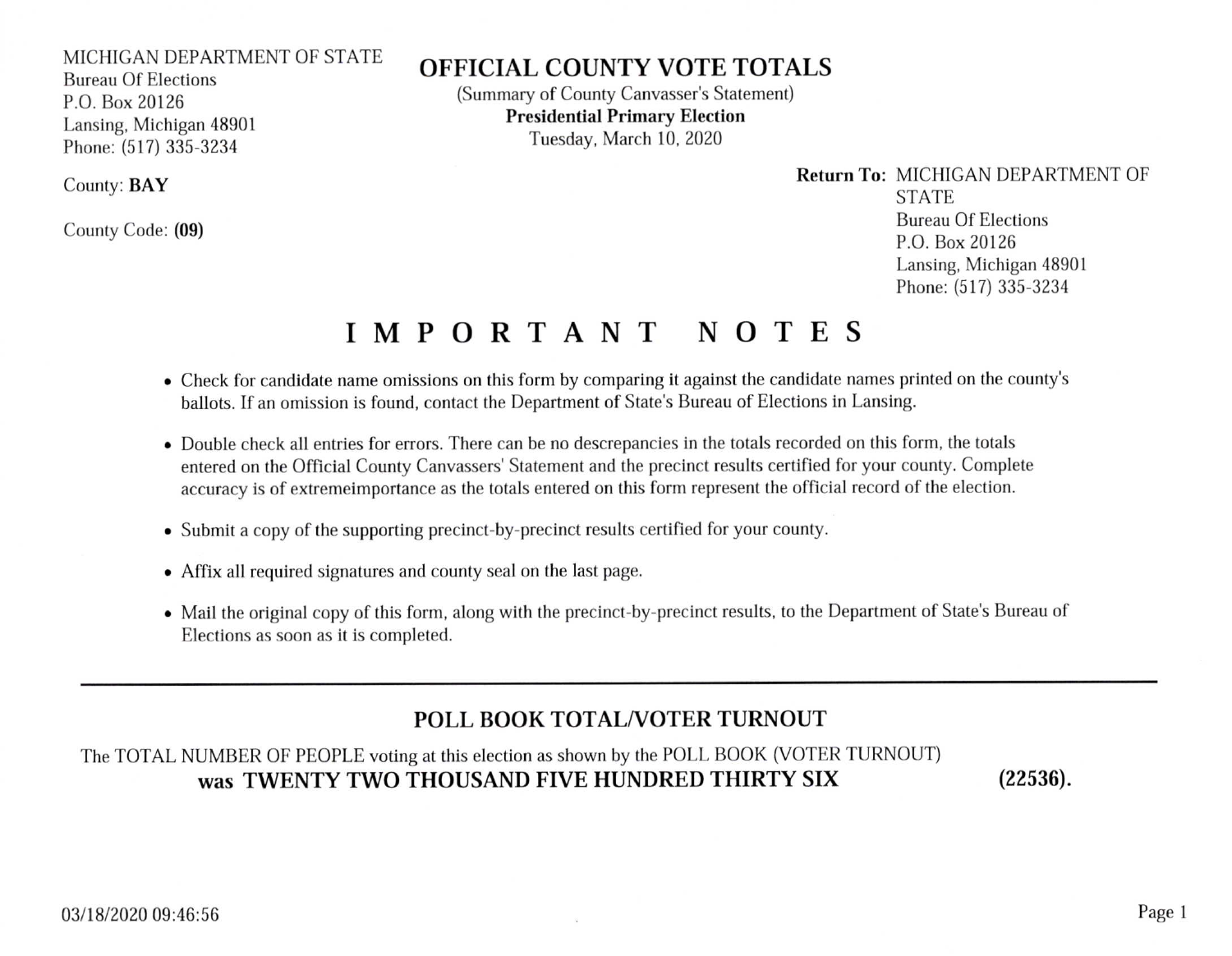MICHIGAN DEPARTMENT OF STATE
Bureau Of Elections
P.O. Box 20126
Lansing, Michigan 48901
Phone: (517) 335-3234

# OFFICIAL COUNTY VOTE TOTALS

(Summary of County Canvasser's Statement)

**Presidential Primary Election**

Tuesday, March 10, 2020

County: **BAY**

County Code: **(09)**

**Return To:** MICHIGAN DEPARTMENT OF STATE
Bureau Of Elections
P.O. Box 20126
Lansing, Michigan 48901
Phone: (517) 335-3234

## IMPORTANT NOTES

- Check for candidate name omissions on this form by comparing it against the candidate names printed on the county's ballots. If an omission is found, contact the Department of State's Bureau of Elections in Lansing.
- Double check all entries for errors. There can be no descrepancies in the totals recorded on this form, the totals entered on the Official County Canvassers' Statement and the precinct results certified for your county. Complete accuracy is of extremeimportance as the totals entered on this form represent the official record of the election.
- Submit a copy of the supporting precinct-by-precinct results certified for your county.
- Affix all required signatures and county seal on the last page.
- Mail the original copy of this form, along with the precinct-by-precinct results, to the Department of State's Bureau of Elections as soon as it is completed.

---

## POLL BOOK TOTAL/VOTER TURNOUT

The TOTAL NUMBER OF PEOPLE voting at this election as shown by the POLL BOOK (VOTER TURNOUT) **was TWENTY TWO THOUSAND FIVE HUNDRED THIRTY SIX (22536).**

03/18/2020 09:46:56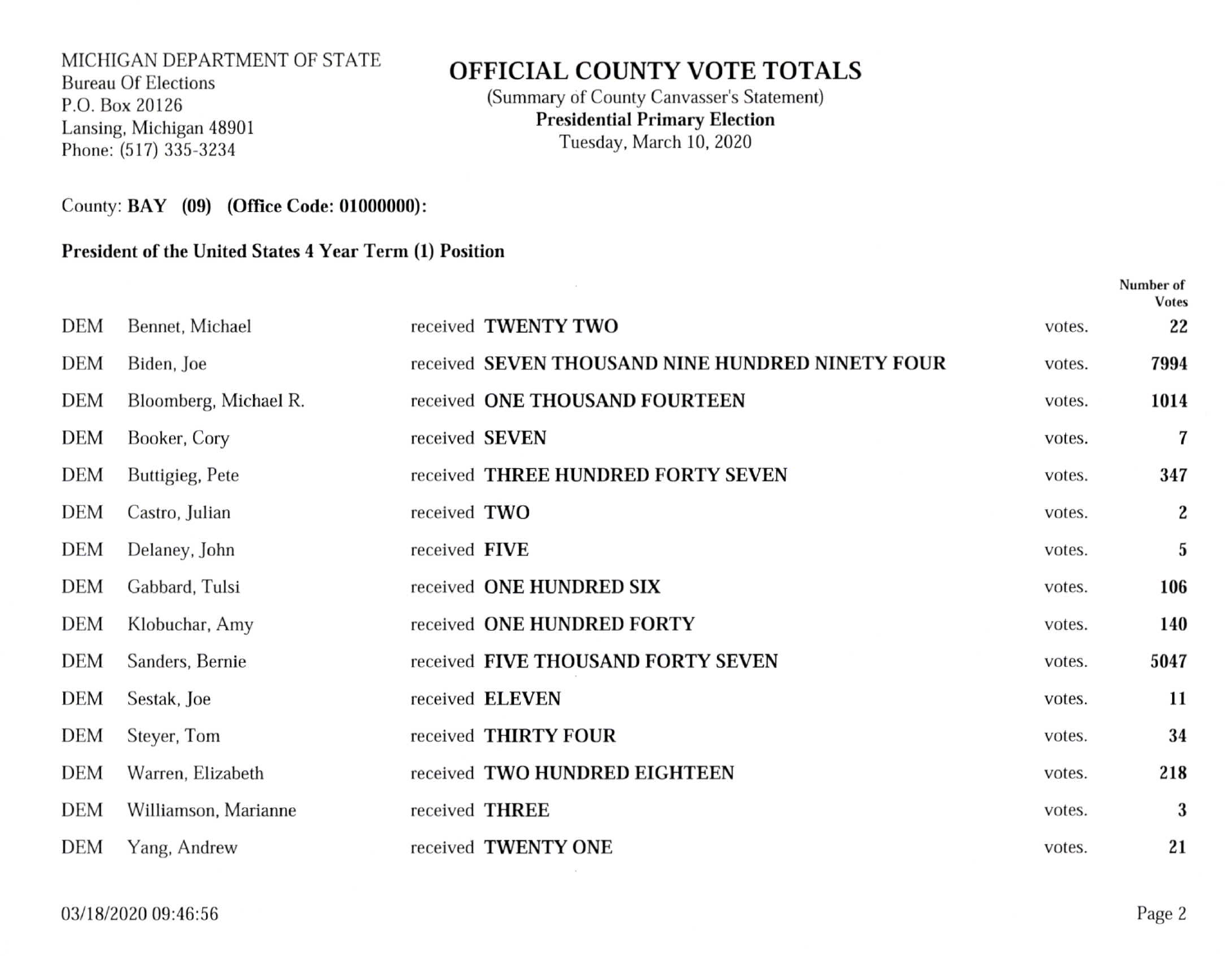MICHIGAN DEPARTMENT OF STATE
Bureau Of Elections
P.O. Box 20126
Lansing, Michigan 48901
Phone: (517) 335-3234

# OFFICIAL COUNTY VOTE TOTALS

(Summary of County Canvasser's Statement)
**Presidential Primary Election**
Tuesday, March 10, 2020

County: **BAY (09) (Office Code: 01000000):**

**President of the United States 4 Year Term (1) Position**

| | | | | | Number of Votes |
|---|---|---|---|---|---|
| DEM | Bennet, Michael | received | **TWENTY TWO** | votes. | **22** |
| DEM | Biden, Joe | received | **SEVEN THOUSAND NINE HUNDRED NINETY FOUR** | votes. | **7994** |
| DEM | Bloomberg, Michael R. | received | **ONE THOUSAND FOURTEEN** | votes. | **1014** |
| DEM | Booker, Cory | received | **SEVEN** | votes. | **7** |
| DEM | Buttigieg, Pete | received | **THREE HUNDRED FORTY SEVEN** | votes. | **347** |
| DEM | Castro, Julian | received | **TWO** | votes. | **2** |
| DEM | Delaney, John | received | **FIVE** | votes. | **5** |
| DEM | Gabbard, Tulsi | received | **ONE HUNDRED SIX** | votes. | **106** |
| DEM | Klobuchar, Amy | received | **ONE HUNDRED FORTY** | votes. | **140** |
| DEM | Sanders, Bernie | received | **FIVE THOUSAND FORTY SEVEN** | votes. | **5047** |
| DEM | Sestak, Joe | received | **ELEVEN** | votes. | **11** |
| DEM | Steyer, Tom | received | **THIRTY FOUR** | votes. | **34** |
| DEM | Warren, Elizabeth | received | **TWO HUNDRED EIGHTEEN** | votes. | **218** |
| DEM | Williamson, Marianne | received | **THREE** | votes. | **3** |
| DEM | Yang, Andrew | received | **TWENTY ONE** | votes. | **21** |

03/18/2020 09:46:56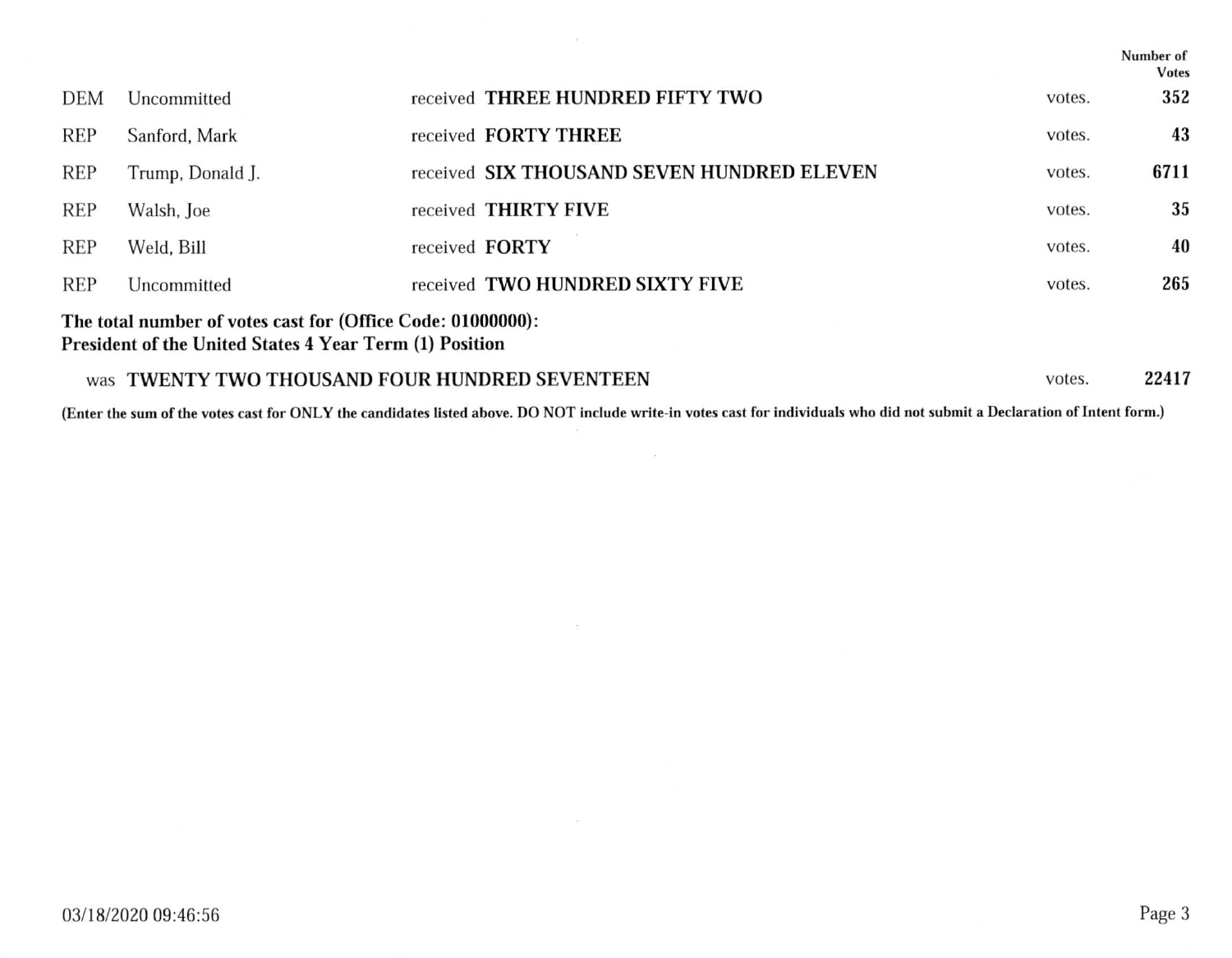| | | | | | Number of Votes |
|---|---|---|---|---|---|
| DEM | Uncommitted | received | **THREE HUNDRED FIFTY TWO** | votes. | **352** |
| REP | Sanford, Mark | received | **FORTY THREE** | votes. | **43** |
| REP | Trump, Donald J. | received | **SIX THOUSAND SEVEN HUNDRED ELEVEN** | votes. | **6711** |
| REP | Walsh, Joe | received | **THIRTY FIVE** | votes. | **35** |
| REP | Weld, Bill | received | **FORTY** | votes. | **40** |
| REP | Uncommitted | received | **TWO HUNDRED SIXTY FIVE** | votes. | **265** |

**The total number of votes cast for (Office Code: 01000000):**
**President of the United States 4 Year Term (1) Position**

was **TWENTY TWO THOUSAND FOUR HUNDRED SEVENTEEN** votes. **22417**

**(Enter the sum of the votes cast for ONLY the candidates listed above. DO NOT include write-in votes cast for individuals who did not submit a Declaration of Intent form.)**

03/18/2020 09:46:56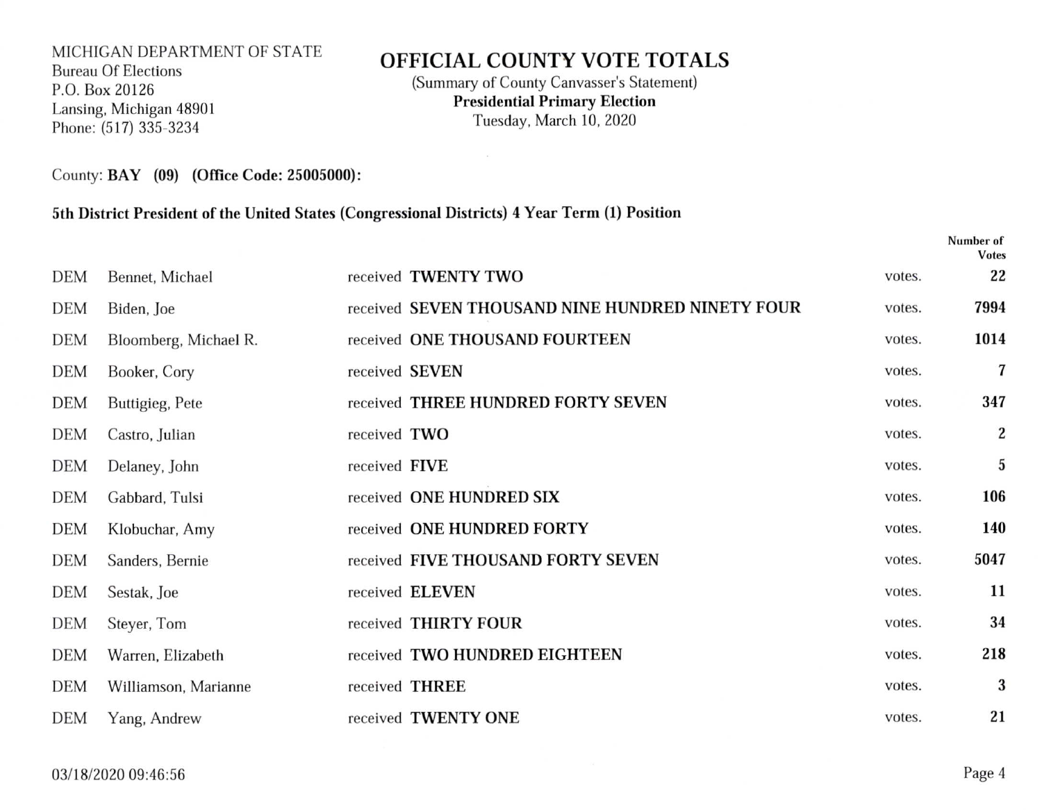MICHIGAN DEPARTMENT OF STATE
Bureau Of Elections
P.O. Box 20126
Lansing, Michigan 48901
Phone: (517) 335-3234

# OFFICIAL COUNTY VOTE TOTALS

(Summary of County Canvasser's Statement)
**Presidential Primary Election**
Tuesday, March 10, 2020

County: **BAY (09) (Office Code: 25005000):**

**5th District President of the United States (Congressional Districts) 4 Year Term (1) Position**

| | | | | Number of Votes |
|---|---|---|---|---|
| DEM | Bennet, Michael | received **TWENTY TWO** | votes. | **22** |
| DEM | Biden, Joe | received **SEVEN THOUSAND NINE HUNDRED NINETY FOUR** | votes. | **7994** |
| DEM | Bloomberg, Michael R. | received **ONE THOUSAND FOURTEEN** | votes. | **1014** |
| DEM | Booker, Cory | received **SEVEN** | votes. | **7** |
| DEM | Buttigieg, Pete | received **THREE HUNDRED FORTY SEVEN** | votes. | **347** |
| DEM | Castro, Julian | received **TWO** | votes. | **2** |
| DEM | Delaney, John | received **FIVE** | votes. | **5** |
| DEM | Gabbard, Tulsi | received **ONE HUNDRED SIX** | votes. | **106** |
| DEM | Klobuchar, Amy | received **ONE HUNDRED FORTY** | votes. | **140** |
| DEM | Sanders, Bernie | received **FIVE THOUSAND FORTY SEVEN** | votes. | **5047** |
| DEM | Sestak, Joe | received **ELEVEN** | votes. | **11** |
| DEM | Steyer, Tom | received **THIRTY FOUR** | votes. | **34** |
| DEM | Warren, Elizabeth | received **TWO HUNDRED EIGHTEEN** | votes. | **218** |
| DEM | Williamson, Marianne | received **THREE** | votes. | **3** |
| DEM | Yang, Andrew | received **TWENTY ONE** | votes. | **21** |

03/18/2020 09:46:56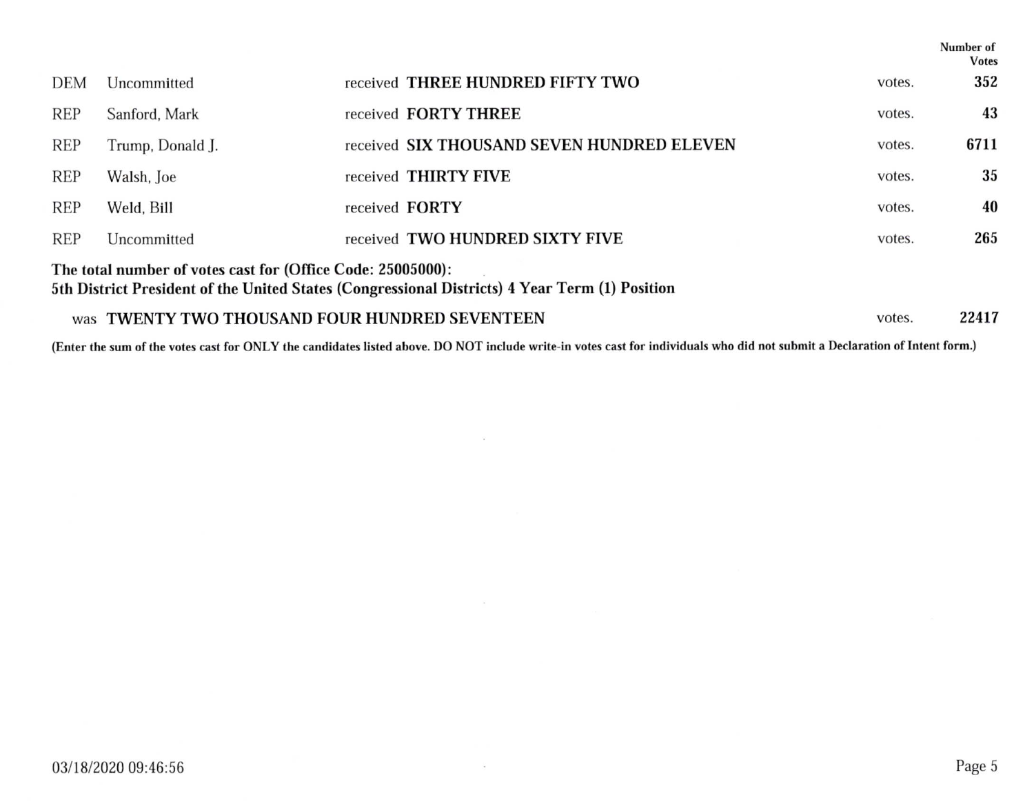| | | | | |
|---|---|---|---|---|
| | | | | **Number of Votes** |
| DEM | Uncommitted | received **THREE HUNDRED FIFTY TWO** | votes. | **352** |
| REP | Sanford, Mark | received **FORTY THREE** | votes. | **43** |
| REP | Trump, Donald J. | received **SIX THOUSAND SEVEN HUNDRED ELEVEN** | votes. | **6711** |
| REP | Walsh, Joe | received **THIRTY FIVE** | votes. | **35** |
| REP | Weld, Bill | received **FORTY** | votes. | **40** |
| REP | Uncommitted | received **TWO HUNDRED SIXTY FIVE** | votes. | **265** |

**The total number of votes cast for (Office Code: 25005000):**
**5th District President of the United States (Congressional Districts) 4 Year Term (1) Position**

was **TWENTY TWO THOUSAND FOUR HUNDRED SEVENTEEN** votes. **22417**

**(Enter the sum of the votes cast for ONLY the candidates listed above. DO NOT include write-in votes cast for individuals who did not submit a Declaration of Intent form.)**

03/18/2020 09:46:56